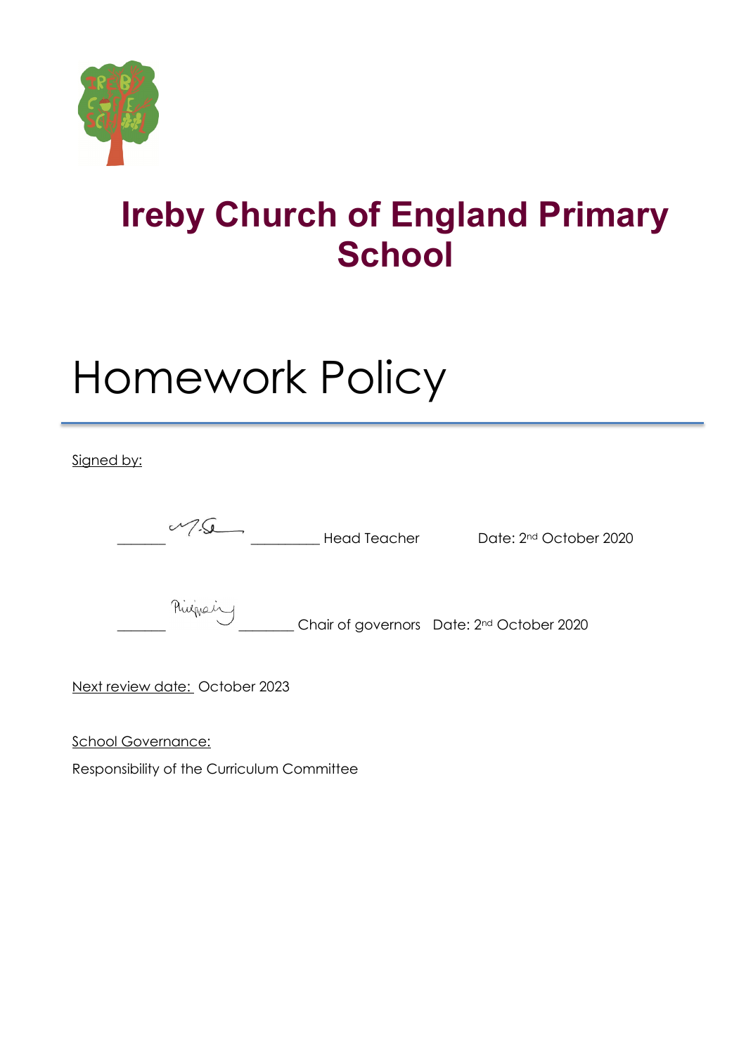# Ireby Church of England Primary School

# Homework Policy

Signed by:

_______ _________ Head Teacher Date: 2nd October 2020

_______ _______ Chair of governors Date: 2nd October 2020

Next review date: October 2023

School Governance:

Responsibility of the Curriculum Committee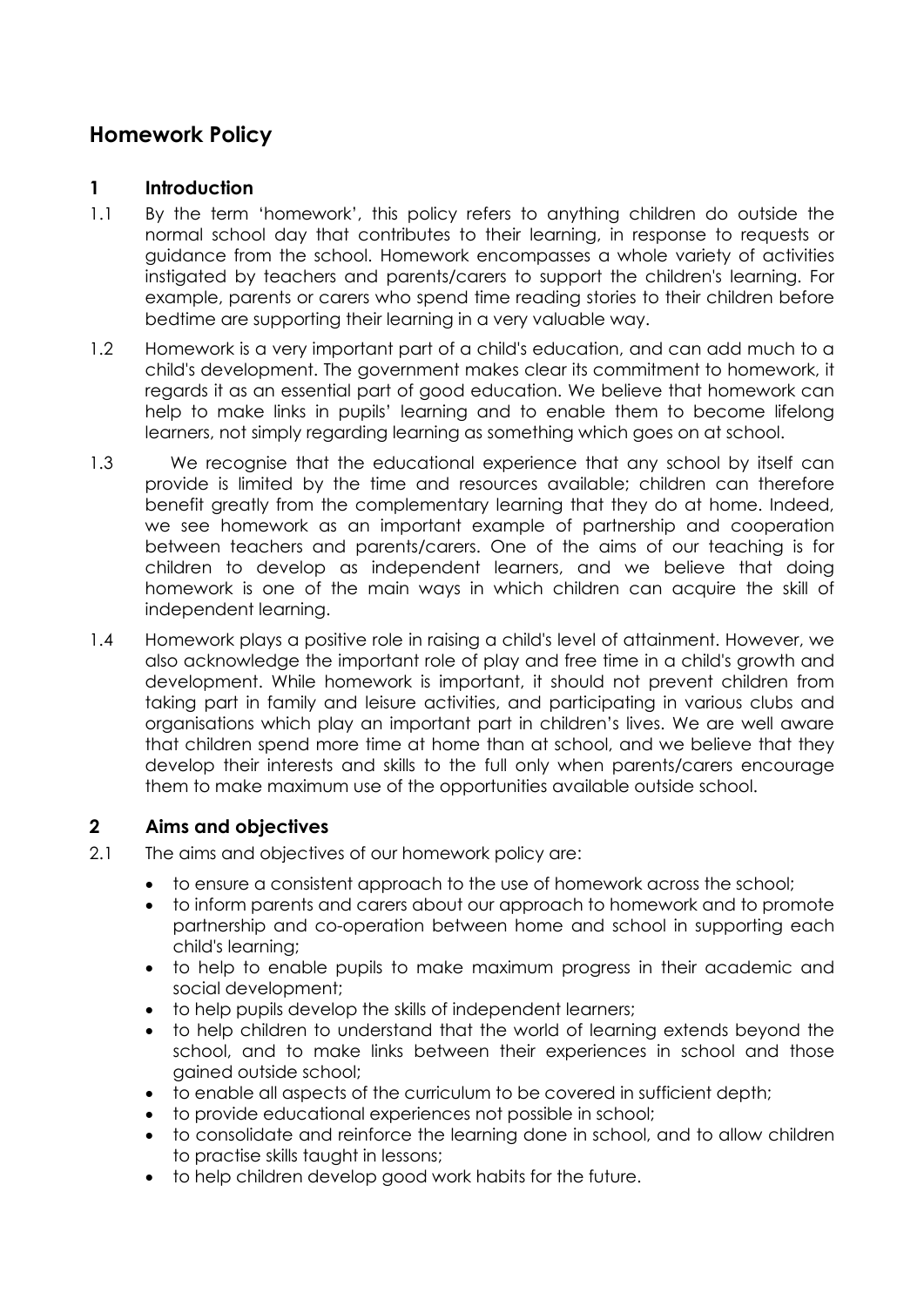## Homework Policy

### 1 Introduction

1.1 By the term 'homework', this policy refers to anything children do outside the normal school day that contributes to their learning, in response to requests or guidance from the school. Homework encompasses a whole variety of activities instigated by teachers and parents/carers to support the children's learning. For example, parents or carers who spend time reading stories to their children before bedtime are supporting their learning in a very valuable way.

1.2 Homework is a very important part of a child's education, and can add much to a child's development. The government makes clear its commitment to homework, it regards it as an essential part of good education. We believe that homework can help to make links in pupils' learning and to enable them to become lifelong learners, not simply regarding learning as something which goes on at school.

1.3 We recognise that the educational experience that any school by itself can provide is limited by the time and resources available; children can therefore benefit greatly from the complementary learning that they do at home. Indeed, we see homework as an important example of partnership and cooperation between teachers and parents/carers. One of the aims of our teaching is for children to develop as independent learners, and we believe that doing homework is one of the main ways in which children can acquire the skill of independent learning.

1.4 Homework plays a positive role in raising a child's level of attainment. However, we also acknowledge the important role of play and free time in a child's growth and development. While homework is important, it should not prevent children from taking part in family and leisure activities, and participating in various clubs and organisations which play an important part in children's lives. We are well aware that children spend more time at home than at school, and we believe that they develop their interests and skills to the full only when parents/carers encourage them to make maximum use of the opportunities available outside school.

### 2 Aims and objectives

2.1 The aims and objectives of our homework policy are:

- to ensure a consistent approach to the use of homework across the school;
- to inform parents and carers about our approach to homework and to promote partnership and co-operation between home and school in supporting each child's learning;
- to help to enable pupils to make maximum progress in their academic and social development;
- to help pupils develop the skills of independent learners;
- to help children to understand that the world of learning extends beyond the school, and to make links between their experiences in school and those gained outside school;
- to enable all aspects of the curriculum to be covered in sufficient depth;
- to provide educational experiences not possible in school;
- to consolidate and reinforce the learning done in school, and to allow children to practise skills taught in lessons;
- to help children develop good work habits for the future.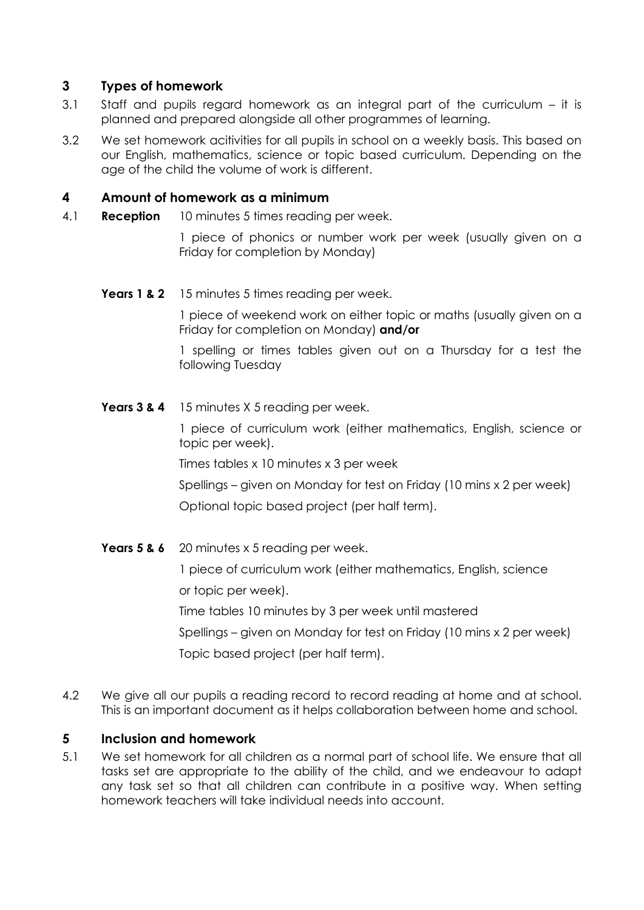## 3 Types of homework

3.1 Staff and pupils regard homework as an integral part of the curriculum – it is planned and prepared alongside all other programmes of learning.

3.2 We set homework acitivities for all pupils in school on a weekly basis. This based on our English, mathematics, science or topic based curriculum. Depending on the age of the child the volume of work is different.

## 4 Amount of homework as a minimum

4.1 **Reception** 10 minutes 5 times reading per week.

1 piece of phonics or number work per week (usually given on a Friday for completion by Monday)

**Years 1 & 2** 15 minutes 5 times reading per week.

1 piece of weekend work on either topic or maths (usually given on a Friday for completion on Monday) **and/or**

1 spelling or times tables given out on a Thursday for a test the following Tuesday

**Years 3 & 4** 15 minutes X 5 reading per week.

1 piece of curriculum work (either mathematics, English, science or topic per week).

Times tables x 10 minutes x 3 per week

Spellings – given on Monday for test on Friday (10 mins x 2 per week)

Optional topic based project (per half term).

**Years 5 & 6** 20 minutes x 5 reading per week.

1 piece of curriculum work (either mathematics, English, science or topic per week).

Time tables 10 minutes by 3 per week until mastered

Spellings – given on Monday for test on Friday (10 mins x 2 per week)

Topic based project (per half term).

4.2 We give all our pupils a reading record to record reading at home and at school. This is an important document as it helps collaboration between home and school.

## 5 Inclusion and homework

5.1 We set homework for all children as a normal part of school life. We ensure that all tasks set are appropriate to the ability of the child, and we endeavour to adapt any task set so that all children can contribute in a positive way. When setting homework teachers will take individual needs into account.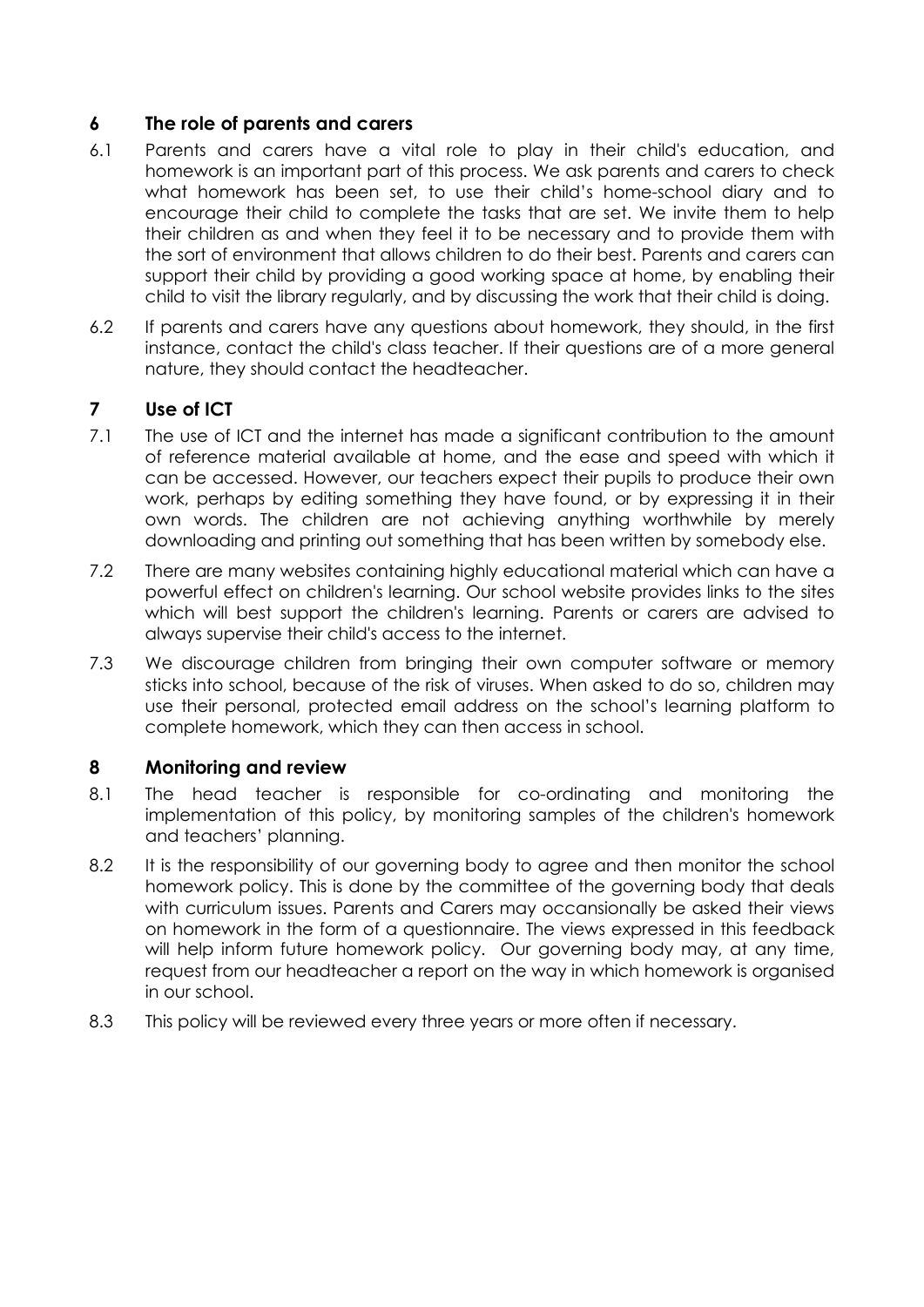## 6 The role of parents and carers

6.1 Parents and carers have a vital role to play in their child's education, and homework is an important part of this process. We ask parents and carers to check what homework has been set, to use their child's home-school diary and to encourage their child to complete the tasks that are set. We invite them to help their children as and when they feel it to be necessary and to provide them with the sort of environment that allows children to do their best. Parents and carers can support their child by providing a good working space at home, by enabling their child to visit the library regularly, and by discussing the work that their child is doing.

6.2 If parents and carers have any questions about homework, they should, in the first instance, contact the child's class teacher. If their questions are of a more general nature, they should contact the headteacher.

## 7 Use of ICT

7.1 The use of ICT and the internet has made a significant contribution to the amount of reference material available at home, and the ease and speed with which it can be accessed. However, our teachers expect their pupils to produce their own work, perhaps by editing something they have found, or by expressing it in their own words. The children are not achieving anything worthwhile by merely downloading and printing out something that has been written by somebody else.

7.2 There are many websites containing highly educational material which can have a powerful effect on children's learning. Our school website provides links to the sites which will best support the children's learning. Parents or carers are advised to always supervise their child's access to the internet.

7.3 We discourage children from bringing their own computer software or memory sticks into school, because of the risk of viruses. When asked to do so, children may use their personal, protected email address on the school's learning platform to complete homework, which they can then access in school.

## 8 Monitoring and review

8.1 The head teacher is responsible for co-ordinating and monitoring the implementation of this policy, by monitoring samples of the children's homework and teachers' planning.

8.2 It is the responsibility of our governing body to agree and then monitor the school homework policy. This is done by the committee of the governing body that deals with curriculum issues. Parents and Carers may occansionally be asked their views on homework in the form of a questionnaire. The views expressed in this feedback will help inform future homework policy. Our governing body may, at any time, request from our headteacher a report on the way in which homework is organised in our school.

8.3 This policy will be reviewed every three years or more often if necessary.